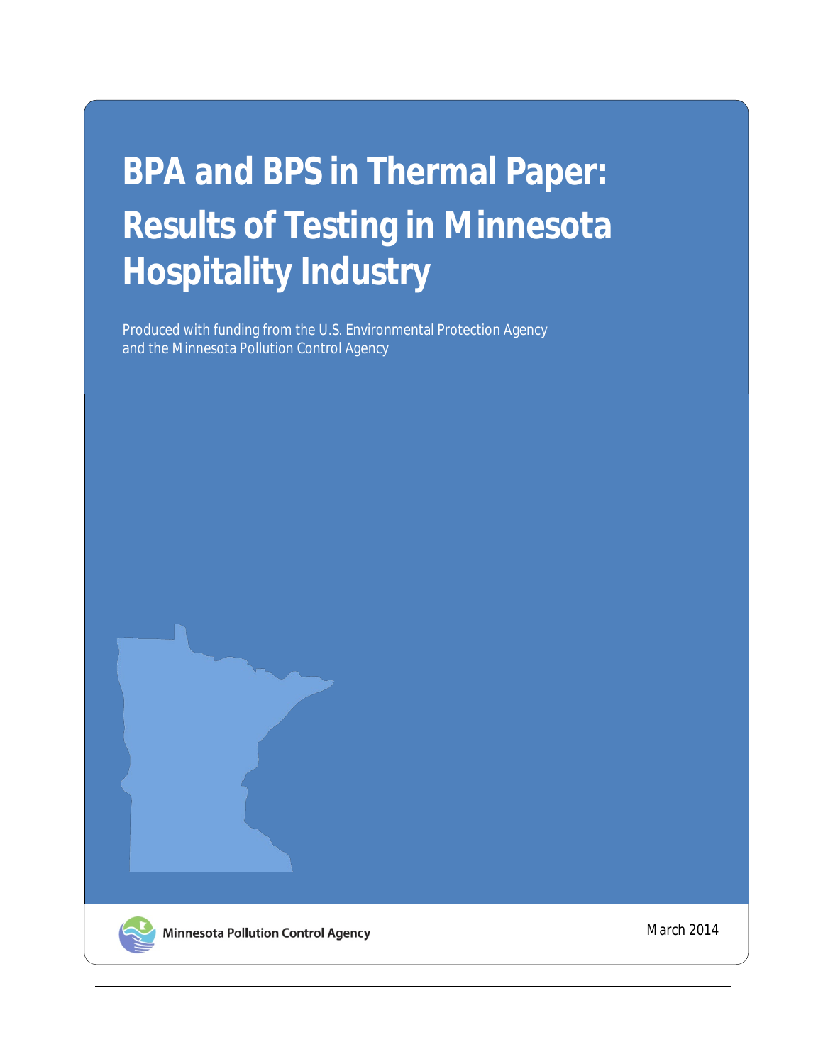# BPA and BPS in Thermal Paper: Results of Testing in Minnesota Hospitality Industry

Produced with funding from the U.S. Environmental Protection Agency and the Minnesota Pollution Control Agency

Minnesota Pollution Control Agency

March 2014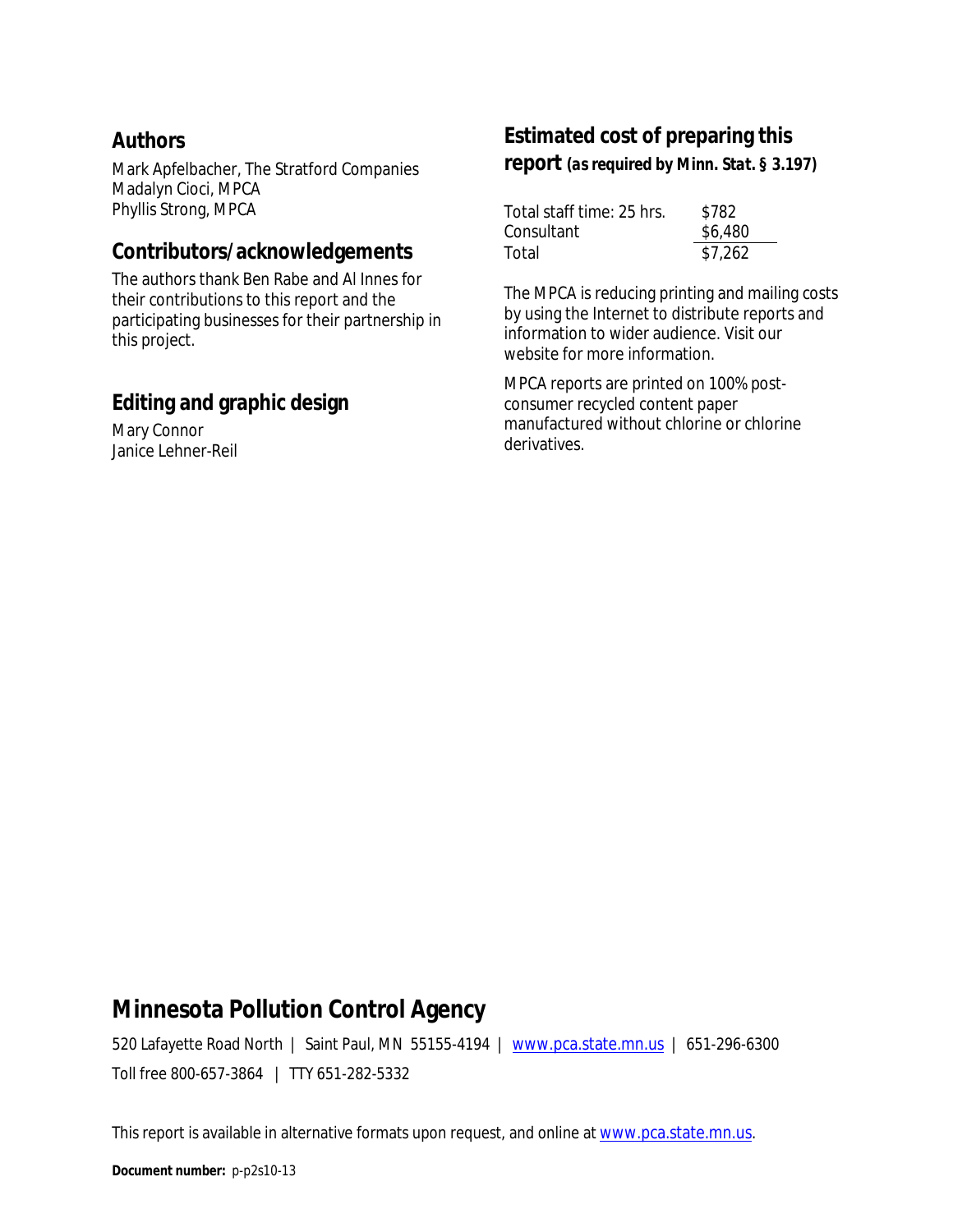## Authors

Mark Apfelbacher, The Stratford Companies
Madalyn Cioci, MPCA
Phyllis Strong, MPCA

## Contributors/acknowledgements

The authors thank Ben Rabe and Al Innes for their contributions to this report and the participating businesses for their partnership in this project.

## Editing and graphic design

Mary Connor
Janice Lehner-Reil

## Estimated cost of preparing this report *(as required by Minn. Stat. § 3.197)*

| | |
|---|---|
| Total staff time: 25 hrs. | $782 |
| Consultant | $6,480 |
| Total | $7,262 |

The MPCA is reducing printing and mailing costs by using the Internet to distribute reports and information to wider audience. Visit our website for more information.

MPCA reports are printed on 100% post-consumer recycled content paper manufactured without chlorine or chlorine derivatives.

# Minnesota Pollution Control Agency

520 Lafayette Road North | Saint Paul, MN 55155-4194 | www.pca.state.mn.us | 651-296-6300

Toll free 800-657-3864 | TTY 651-282-5332

This report is available in alternative formats upon request, and online at www.pca.state.mn.us.

**Document number:** p-p2s10-13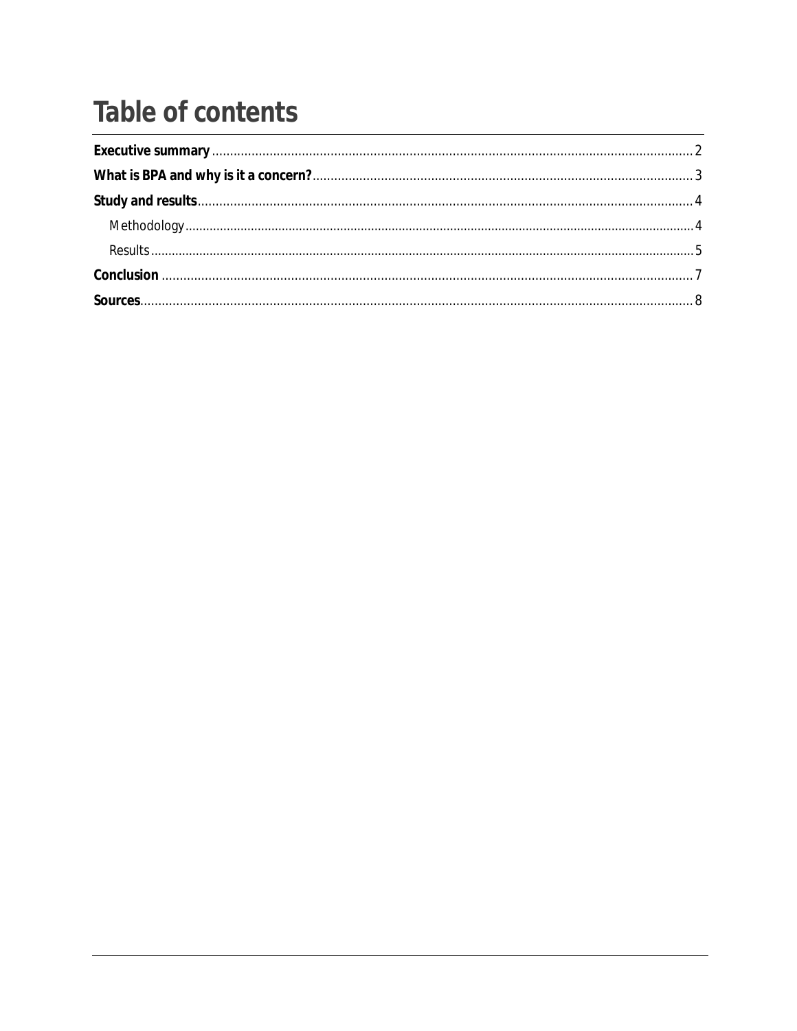# Table of contents

**Executive summary** .......... 2

**What is BPA and why is it a concern?** .......... 3

**Study and results** .......... 4

- Methodology .......... 4
- Results .......... 5

**Conclusion** .......... 7

**Sources** .......... 8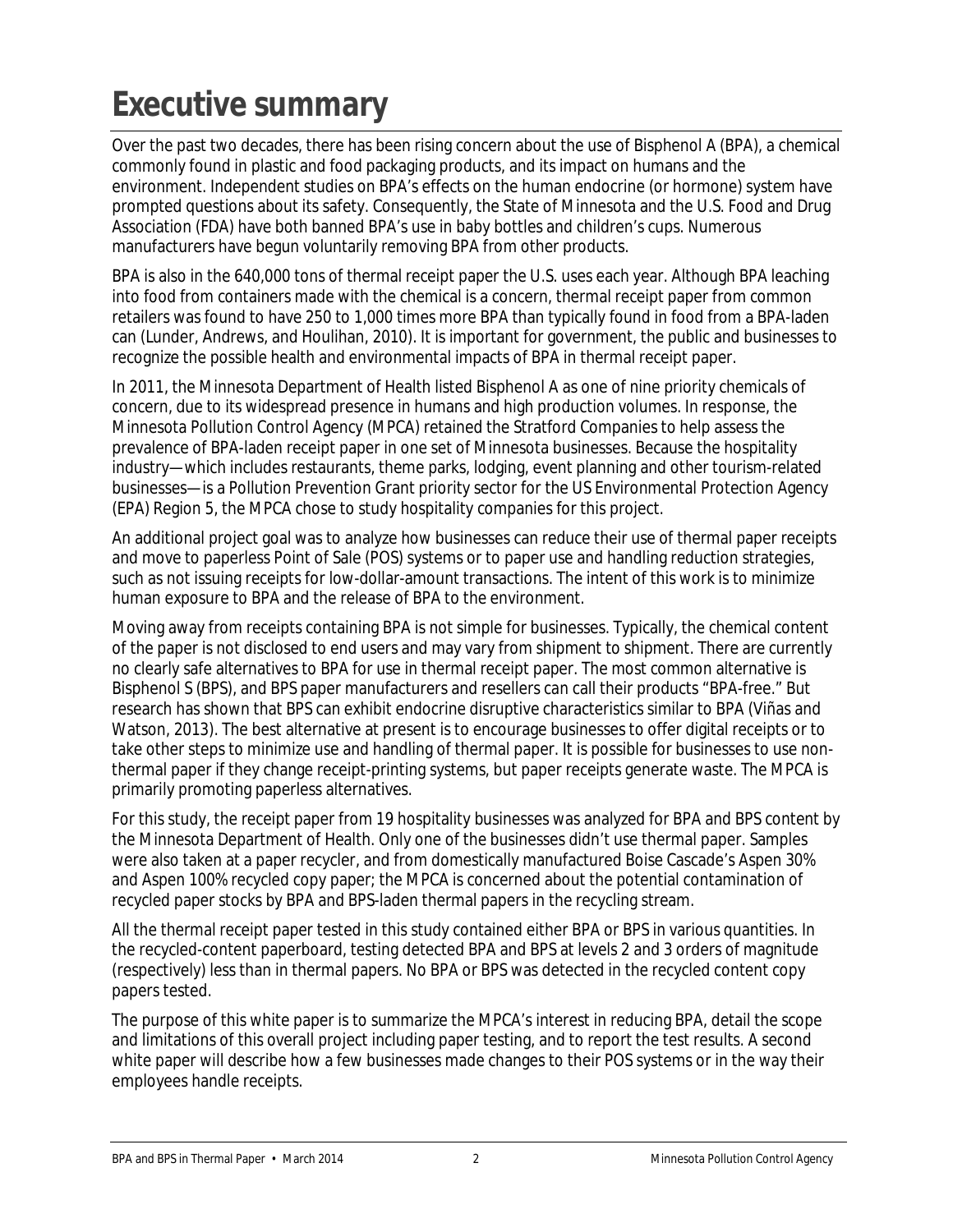# Executive summary

Over the past two decades, there has been rising concern about the use of Bisphenol A (BPA), a chemical commonly found in plastic and food packaging products, and its impact on humans and the environment. Independent studies on BPA's effects on the human endocrine (or hormone) system have prompted questions about its safety. Consequently, the State of Minnesota and the U.S. Food and Drug Association (FDA) have both banned BPA's use in baby bottles and children's cups. Numerous manufacturers have begun voluntarily removing BPA from other products.

BPA is also in the 640,000 tons of thermal receipt paper the U.S. uses each year. Although BPA leaching into food from containers made with the chemical is a concern, thermal receipt paper from common retailers was found to have 250 to 1,000 times more BPA than typically found in food from a BPA-laden can (Lunder, Andrews, and Houlihan, 2010). It is important for government, the public and businesses to recognize the possible health and environmental impacts of BPA in thermal receipt paper.

In 2011, the Minnesota Department of Health listed Bisphenol A as one of nine priority chemicals of concern, due to its widespread presence in humans and high production volumes. In response, the Minnesota Pollution Control Agency (MPCA) retained the Stratford Companies to help assess the prevalence of BPA-laden receipt paper in one set of Minnesota businesses. Because the hospitality industry—which includes restaurants, theme parks, lodging, event planning and other tourism-related businesses—is a Pollution Prevention Grant priority sector for the US Environmental Protection Agency (EPA) Region 5, the MPCA chose to study hospitality companies for this project.

An additional project goal was to analyze how businesses can reduce their use of thermal paper receipts and move to paperless Point of Sale (POS) systems or to paper use and handling reduction strategies, such as not issuing receipts for low-dollar-amount transactions. The intent of this work is to minimize human exposure to BPA and the release of BPA to the environment.

Moving away from receipts containing BPA is not simple for businesses. Typically, the chemical content of the paper is not disclosed to end users and may vary from shipment to shipment. There are currently no clearly safe alternatives to BPA for use in thermal receipt paper. The most common alternative is Bisphenol S (BPS), and BPS paper manufacturers and resellers can call their products "BPA-free." But research has shown that BPS can exhibit endocrine disruptive characteristics similar to BPA (Viñas and Watson, 2013). The best alternative at present is to encourage businesses to offer digital receipts or to take other steps to minimize use and handling of thermal paper. It is possible for businesses to use non-thermal paper if they change receipt-printing systems, but paper receipts generate waste. The MPCA is primarily promoting paperless alternatives.

For this study, the receipt paper from 19 hospitality businesses was analyzed for BPA and BPS content by the Minnesota Department of Health. Only one of the businesses didn't use thermal paper. Samples were also taken at a paper recycler, and from domestically manufactured Boise Cascade's Aspen 30% and Aspen 100% recycled copy paper; the MPCA is concerned about the potential contamination of recycled paper stocks by BPA and BPS-laden thermal papers in the recycling stream.

All the thermal receipt paper tested in this study contained either BPA or BPS in various quantities. In the recycled-content paperboard, testing detected BPA and BPS at levels 2 and 3 orders of magnitude (respectively) less than in thermal papers. No BPA or BPS was detected in the recycled content copy papers tested.

The purpose of this white paper is to summarize the MPCA's interest in reducing BPA, detail the scope and limitations of this overall project including paper testing, and to report the test results. A second white paper will describe how a few businesses made changes to their POS systems or in the way their employees handle receipts.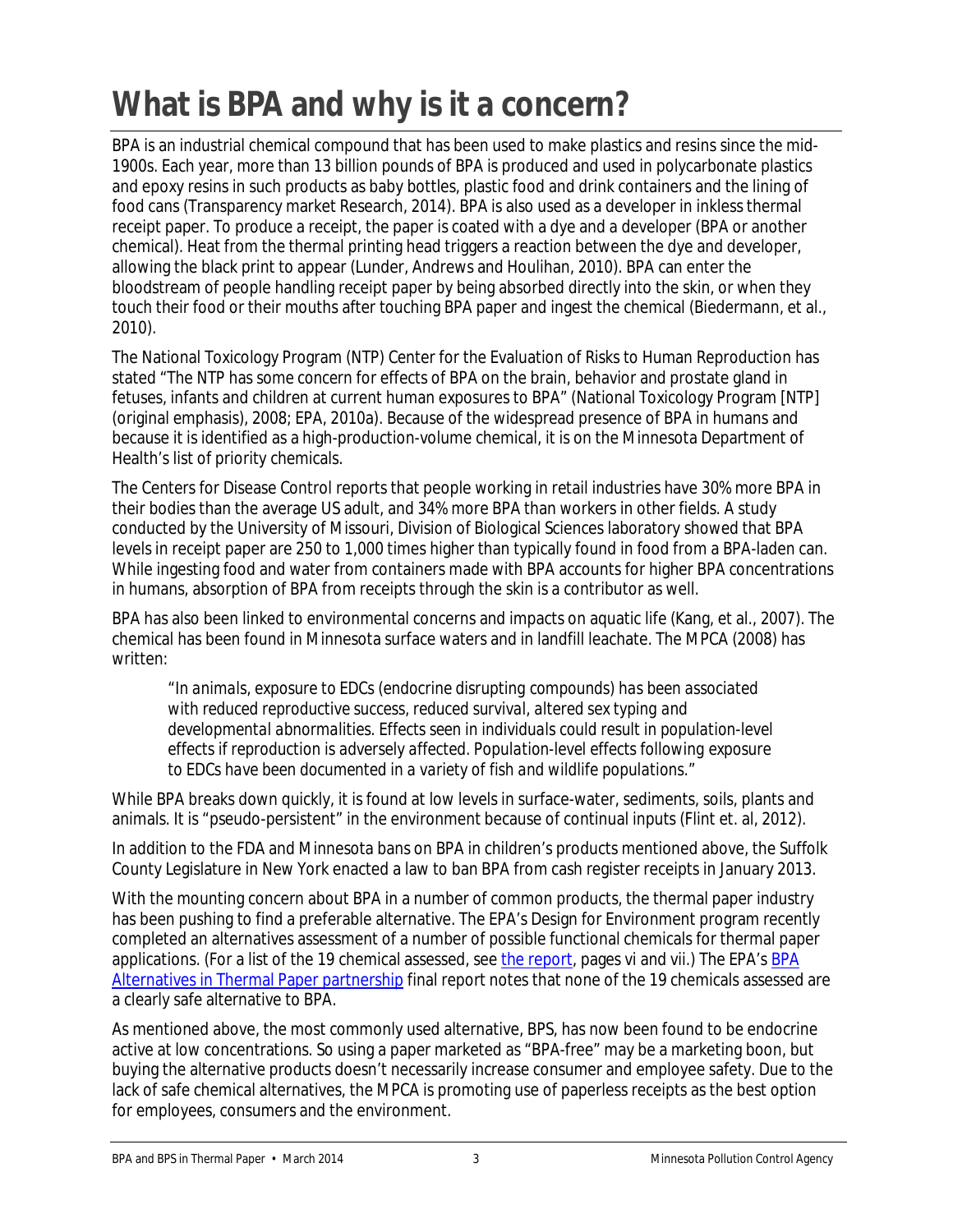# What is BPA and why is it a concern?

BPA is an industrial chemical compound that has been used to make plastics and resins since the mid-1900s. Each year, more than 13 billion pounds of BPA is produced and used in polycarbonate plastics and epoxy resins in such products as baby bottles, plastic food and drink containers and the lining of food cans (Transparency market Research, 2014). BPA is also used as a developer in inkless thermal receipt paper. To produce a receipt, the paper is coated with a dye and a developer (BPA or another chemical). Heat from the thermal printing head triggers a reaction between the dye and developer, allowing the black print to appear (Lunder, Andrews and Houlihan, 2010). BPA can enter the bloodstream of people handling receipt paper by being absorbed directly into the skin, or when they touch their food or their mouths after touching BPA paper and ingest the chemical (Biedermann, et al., 2010).

The National Toxicology Program (NTP) Center for the Evaluation of Risks to Human Reproduction has stated "The NTP has some concern for effects of BPA on the brain, behavior and prostate gland in fetuses, infants and children at current human exposures to BPA" (National Toxicology Program [NTP] (original emphasis), 2008; EPA, 2010a). Because of the widespread presence of BPA in humans and because it is identified as a high-production-volume chemical, it is on the Minnesota Department of Health's list of priority chemicals.

The Centers for Disease Control reports that people working in retail industries have 30% more BPA in their bodies than the average US adult, and 34% more BPA than workers in other fields. A study conducted by the University of Missouri, Division of Biological Sciences laboratory showed that BPA levels in receipt paper are 250 to 1,000 times higher than typically found in food from a BPA-laden can. While ingesting food and water from containers made with BPA accounts for higher BPA concentrations in humans, absorption of BPA from receipts through the skin is a contributor as well.

BPA has also been linked to environmental concerns and impacts on aquatic life (Kang, et al., 2007). The chemical has been found in Minnesota surface waters and in landfill leachate. The MPCA (2008) has written:

> *"In animals, exposure to EDCs (endocrine disrupting compounds) has been associated with reduced reproductive success, reduced survival, altered sex typing and developmental abnormalities. Effects seen in individuals could result in population-level effects if reproduction is adversely affected. Population-level effects following exposure to EDCs have been documented in a variety of fish and wildlife populations."*

While BPA breaks down quickly, it is found at low levels in surface-water, sediments, soils, plants and animals. It is "pseudo-persistent" in the environment because of continual inputs (Flint et. al, 2012).

In addition to the FDA and Minnesota bans on BPA in children's products mentioned above, the Suffolk County Legislature in New York enacted a law to ban BPA from cash register receipts in January 2013.

With the mounting concern about BPA in a number of common products, the thermal paper industry has been pushing to find a preferable alternative. The EPA's Design for Environment program recently completed an alternatives assessment of a number of possible functional chemicals for thermal paper applications. (For a list of the 19 chemical assessed, see the report, pages vi and vii.) The EPA's BPA Alternatives in Thermal Paper partnership final report notes that none of the 19 chemicals assessed are a clearly safe alternative to BPA.

As mentioned above, the most commonly used alternative, BPS, has now been found to be endocrine active at low concentrations. So using a paper marketed as "BPA-free" may be a marketing boon, but buying the alternative products doesn't necessarily increase consumer and employee safety. Due to the lack of safe chemical alternatives, the MPCA is promoting use of paperless receipts as the best option for employees, consumers and the environment.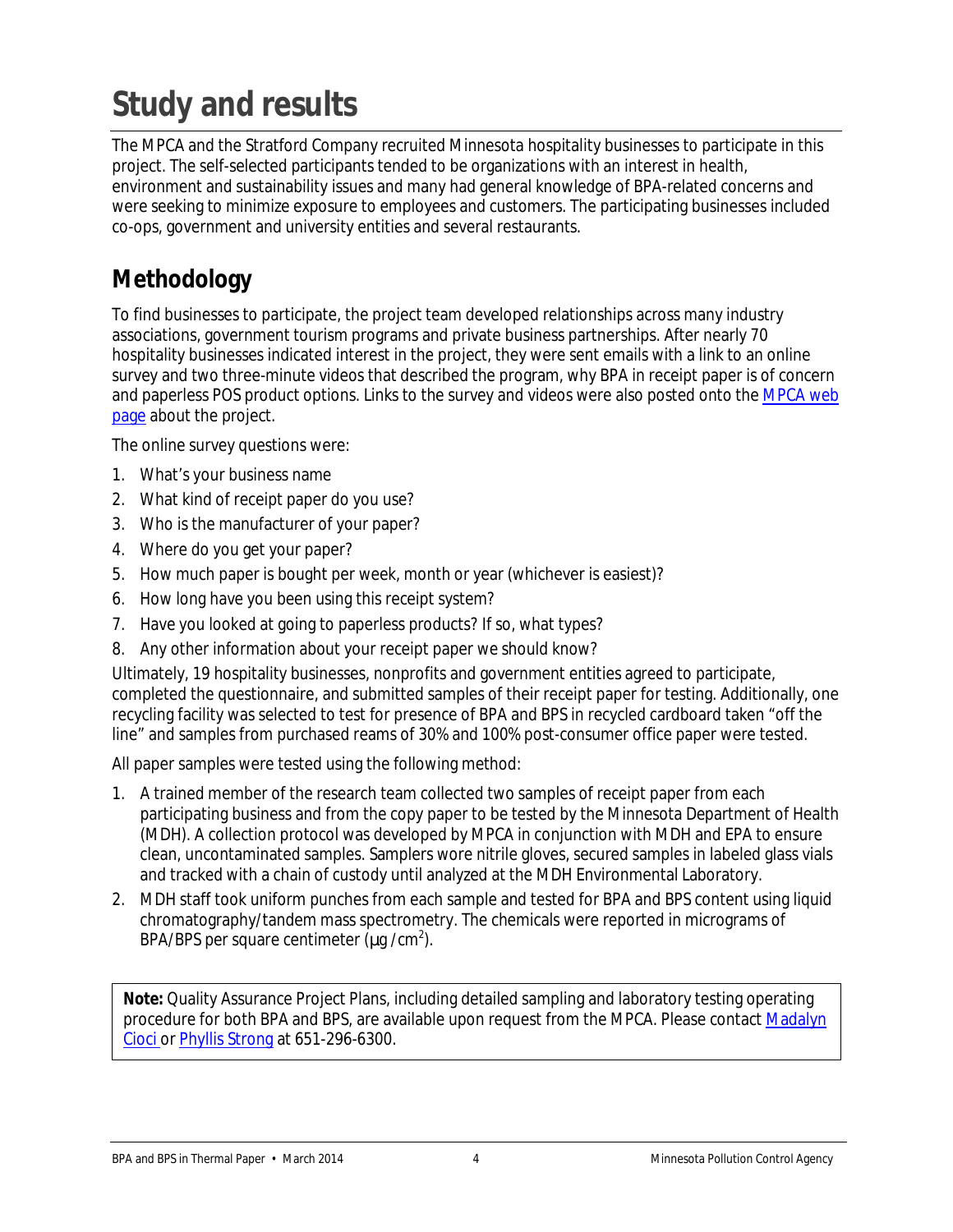# Study and results

The MPCA and the Stratford Company recruited Minnesota hospitality businesses to participate in this project. The self-selected participants tended to be organizations with an interest in health, environment and sustainability issues and many had general knowledge of BPA-related concerns and were seeking to minimize exposure to employees and customers. The participating businesses included co-ops, government and university entities and several restaurants.

## Methodology

To find businesses to participate, the project team developed relationships across many industry associations, government tourism programs and private business partnerships. After nearly 70 hospitality businesses indicated interest in the project, they were sent emails with a link to an online survey and two three-minute videos that described the program, why BPA in receipt paper is of concern and paperless POS product options. Links to the survey and videos were also posted onto the MPCA web page about the project.

The online survey questions were:

1. What's your business name
2. What kind of receipt paper do you use?
3. Who is the manufacturer of your paper?
4. Where do you get your paper?
5. How much paper is bought per week, month or year (whichever is easiest)?
6. How long have you been using this receipt system?
7. Have you looked at going to paperless products? If so, what types?
8. Any other information about your receipt paper we should know?

Ultimately, 19 hospitality businesses, nonprofits and government entities agreed to participate, completed the questionnaire, and submitted samples of their receipt paper for testing. Additionally, one recycling facility was selected to test for presence of BPA and BPS in recycled cardboard taken "off the line" and samples from purchased reams of 30% and 100% post-consumer office paper were tested.

All paper samples were tested using the following method:

1. A trained member of the research team collected two samples of receipt paper from each participating business and from the copy paper to be tested by the Minnesota Department of Health (MDH). A collection protocol was developed by MPCA in conjunction with MDH and EPA to ensure clean, uncontaminated samples. Samplers wore nitrile gloves, secured samples in labeled glass vials and tracked with a chain of custody until analyzed at the MDH Environmental Laboratory.
2. MDH staff took uniform punches from each sample and tested for BPA and BPS content using liquid chromatography/tandem mass spectrometry. The chemicals were reported in micrograms of BPA/BPS per square centimeter ($\mu g/cm^2$).

**Note:** Quality Assurance Project Plans, including detailed sampling and laboratory testing operating procedure for both BPA and BPS, are available upon request from the MPCA. Please contact Madalyn Cioci or Phyllis Strong at 651-296-6300.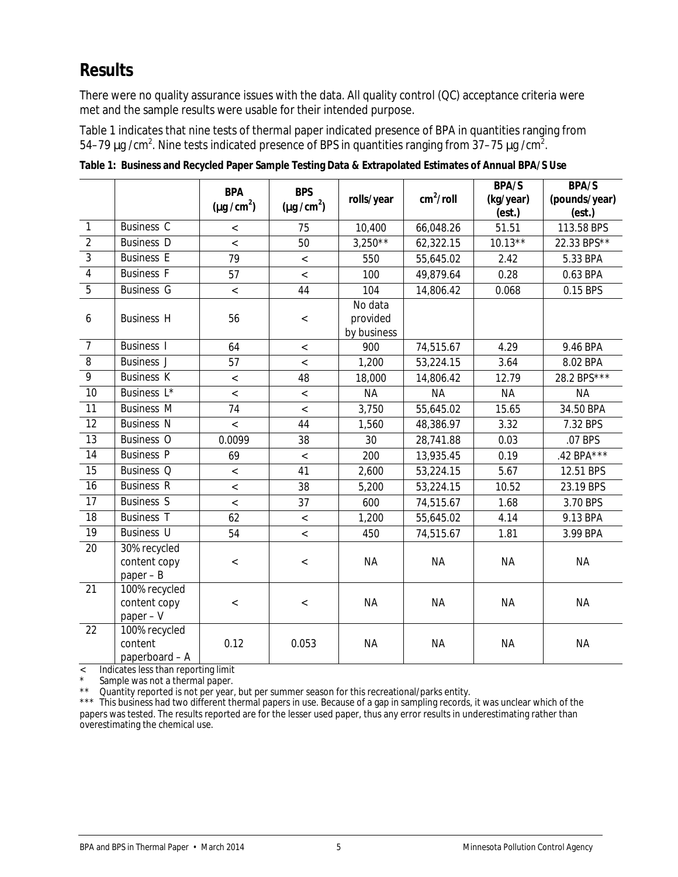## Results

There were no quality assurance issues with the data. All quality control (QC) acceptance criteria were met and the sample results were usable for their intended purpose.

Table 1 indicates that nine tests of thermal paper indicated presence of BPA in quantities ranging from 54–79 µg /cm$^2$. Nine tests indicated presence of BPS in quantities ranging from 37–75 µg /cm$^2$.

**Table 1: Business and Recycled Paper Sample Testing Data & Extrapolated Estimates of Annual BPA/S Use**

| | | BPA (µg /cm$^2$) | BPS (µg /cm$^2$) | rolls/year | cm$^2$/roll | BPA/S (kg/year) (est.) | BPA/S (pounds/year) (est.) |
|---|---|---|---|---|---|---|---|
| 1 | Business C | < | 75 | 10,400 | 66,048.26 | 51.51 | 113.58 BPS |
| 2 | Business D | < | 50 | 3,250** | 62,322.15 | 10.13** | 22.33 BPS** |
| 3 | Business E | 79 | < | 550 | 55,645.02 | 2.42 | 5.33 BPA |
| 4 | Business F | 57 | < | 100 | 49,879.64 | 0.28 | 0.63 BPA |
| 5 | Business G | < | 44 | 104 | 14,806.42 | 0.068 | 0.15 BPS |
| 6 | Business H | 56 | < | No data provided by business | | | |
| 7 | Business I | 64 | < | 900 | 74,515.67 | 4.29 | 9.46 BPA |
| 8 | Business J | 57 | < | 1,200 | 53,224.15 | 3.64 | 8.02 BPA |
| 9 | Business K | < | 48 | 18,000 | 14,806.42 | 12.79 | 28.2 BPS*** |
| 10 | Business L* | < | < | NA | NA | NA | NA |
| 11 | Business M | 74 | < | 3,750 | 55,645.02 | 15.65 | 34.50 BPA |
| 12 | Business N | < | 44 | 1,560 | 48,386.97 | 3.32 | 7.32 BPS |
| 13 | Business O | 0.0099 | 38 | 30 | 28,741.88 | 0.03 | .07 BPS |
| 14 | Business P | 69 | < | 200 | 13,935.45 | 0.19 | .42 BPA*** |
| 15 | Business Q | < | 41 | 2,600 | 53,224.15 | 5.67 | 12.51 BPS |
| 16 | Business R | < | 38 | 5,200 | 53,224.15 | 10.52 | 23.19 BPS |
| 17 | Business S | < | 37 | 600 | 74,515.67 | 1.68 | 3.70 BPS |
| 18 | Business T | 62 | < | 1,200 | 55,645.02 | 4.14 | 9.13 BPA |
| 19 | Business U | 54 | < | 450 | 74,515.67 | 1.81 | 3.99 BPA |
| 20 | 30% recycled content copy paper – B | < | < | NA | NA | NA | NA |
| 21 | 100% recycled content copy paper – V | < | < | NA | NA | NA | NA |
| 22 | 100% recycled content paperboard – A | 0.12 | 0.053 | NA | NA | NA | NA |

< Indicates less than reporting limit

* Sample was not a thermal paper.

** Quantity reported is not per year, but per summer season for this recreational/parks entity.

*** This business had two different thermal papers in use. Because of a gap in sampling records, it was unclear which of the papers was tested. The results reported are for the lesser used paper, thus any error results in underestimating rather than overestimating the chemical use.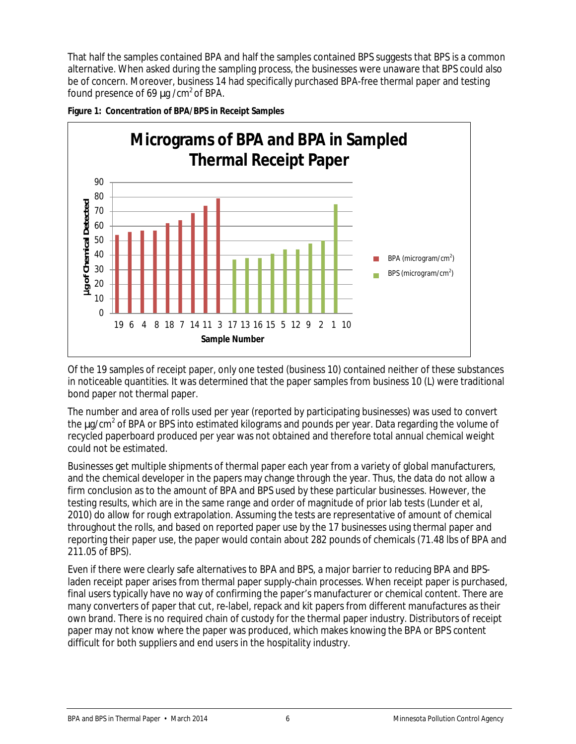That half the samples contained BPA and half the samples contained BPS suggests that BPS is a common alternative. When asked during the sampling process, the businesses were unaware that BPS could also be of concern. Moreover, business 14 had specifically purchased BPA-free thermal paper and testing found presence of 69 µg /cm$^2$ of BPA.

**Figure 1: Concentration of BPA/BPS in Receipt Samples**

Of the 19 samples of receipt paper, only one tested (business 10) contained neither of these substances in noticeable quantities. It was determined that the paper samples from business 10 (L) were traditional bond paper not thermal paper.

The number and area of rolls used per year (reported by participating businesses) was used to convert the µg/cm$^2$ of BPA or BPS into estimated kilograms and pounds per year. Data regarding the volume of recycled paperboard produced per year was not obtained and therefore total annual chemical weight could not be estimated.

Businesses get multiple shipments of thermal paper each year from a variety of global manufacturers, and the chemical developer in the papers may change through the year. Thus, the data do not allow a firm conclusion as to the amount of BPA and BPS used by these particular businesses. However, the testing results, which are in the same range and order of magnitude of prior lab tests (Lunder et al, 2010) do allow for rough extrapolation. Assuming the tests are representative of amount of chemical throughout the rolls, and based on reported paper use by the 17 businesses using thermal paper and reporting their paper use, the paper would contain about 282 pounds of chemicals (71.48 lbs of BPA and 211.05 of BPS).

Even if there were clearly safe alternatives to BPA and BPS, a major barrier to reducing BPA and BPS-laden receipt paper arises from thermal paper supply-chain processes. When receipt paper is purchased, final users typically have no way of confirming the paper's manufacturer or chemical content. There are many converters of paper that cut, re-label, repack and kit papers from different manufactures as their own brand. There is no required chain of custody for the thermal paper industry. Distributors of receipt paper may not know where the paper was produced, which makes knowing the BPA or BPS content difficult for both suppliers and end users in the hospitality industry.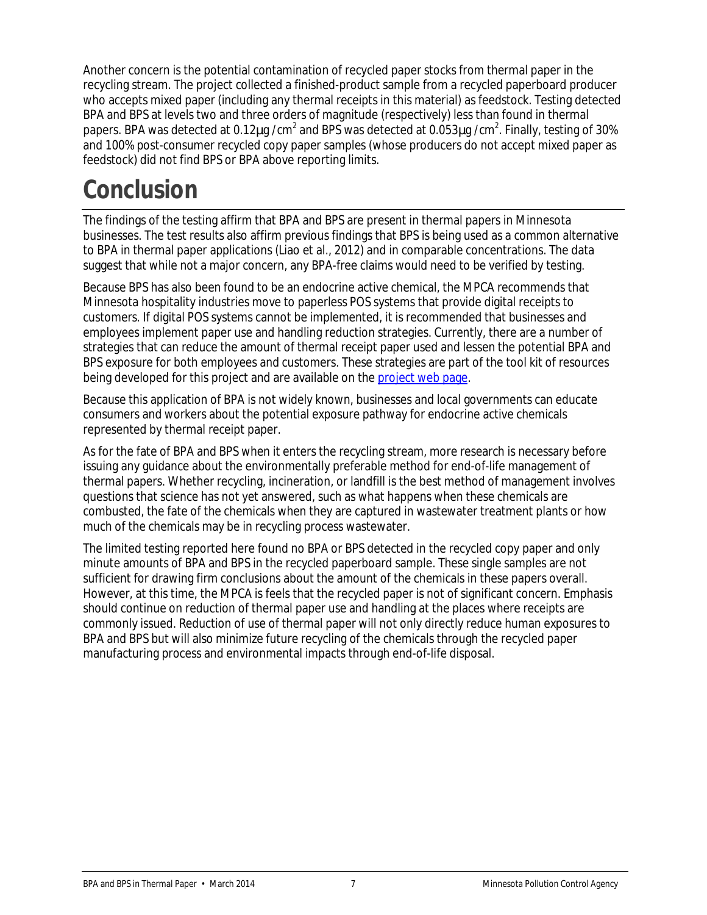Another concern is the potential contamination of recycled paper stocks from thermal paper in the recycling stream. The project collected a finished-product sample from a recycled paperboard producer who accepts mixed paper (including any thermal receipts in this material) as feedstock. Testing detected BPA and BPS at levels two and three orders of magnitude (respectively) less than found in thermal papers. BPA was detected at $0.12\mu g/cm^2$ and BPS was detected at $0.053\mu g/cm^2$. Finally, testing of 30% and 100% post-consumer recycled copy paper samples (whose producers do not accept mixed paper as feedstock) did not find BPS or BPA above reporting limits.

# Conclusion

The findings of the testing affirm that BPA and BPS are present in thermal papers in Minnesota businesses. The test results also affirm previous findings that BPS is being used as a common alternative to BPA in thermal paper applications (Liao et al., 2012) and in comparable concentrations. The data suggest that while not a major concern, any BPA-free claims would need to be verified by testing.

Because BPS has also been found to be an endocrine active chemical, the MPCA recommends that Minnesota hospitality industries move to paperless POS systems that provide digital receipts to customers. If digital POS systems cannot be implemented, it is recommended that businesses and employees implement paper use and handling reduction strategies. Currently, there are a number of strategies that can reduce the amount of thermal receipt paper used and lessen the potential BPA and BPS exposure for both employees and customers. These strategies are part of the tool kit of resources being developed for this project and are available on the project web page.

Because this application of BPA is not widely known, businesses and local governments can educate consumers and workers about the potential exposure pathway for endocrine active chemicals represented by thermal receipt paper.

As for the fate of BPA and BPS when it enters the recycling stream, more research is necessary before issuing any guidance about the environmentally preferable method for end-of-life management of thermal papers. Whether recycling, incineration, or landfill is the best method of management involves questions that science has not yet answered, such as what happens when these chemicals are combusted, the fate of the chemicals when they are captured in wastewater treatment plants or how much of the chemicals may be in recycling process wastewater.

The limited testing reported here found no BPA or BPS detected in the recycled copy paper and only minute amounts of BPA and BPS in the recycled paperboard sample. These single samples are not sufficient for drawing firm conclusions about the amount of the chemicals in these papers overall. However, at this time, the MPCA is feels that the recycled paper is not of significant concern. Emphasis should continue on reduction of thermal paper use and handling at the places where receipts are commonly issued. Reduction of use of thermal paper will not only directly reduce human exposures to BPA and BPS but will also minimize future recycling of the chemicals through the recycled paper manufacturing process and environmental impacts through end-of-life disposal.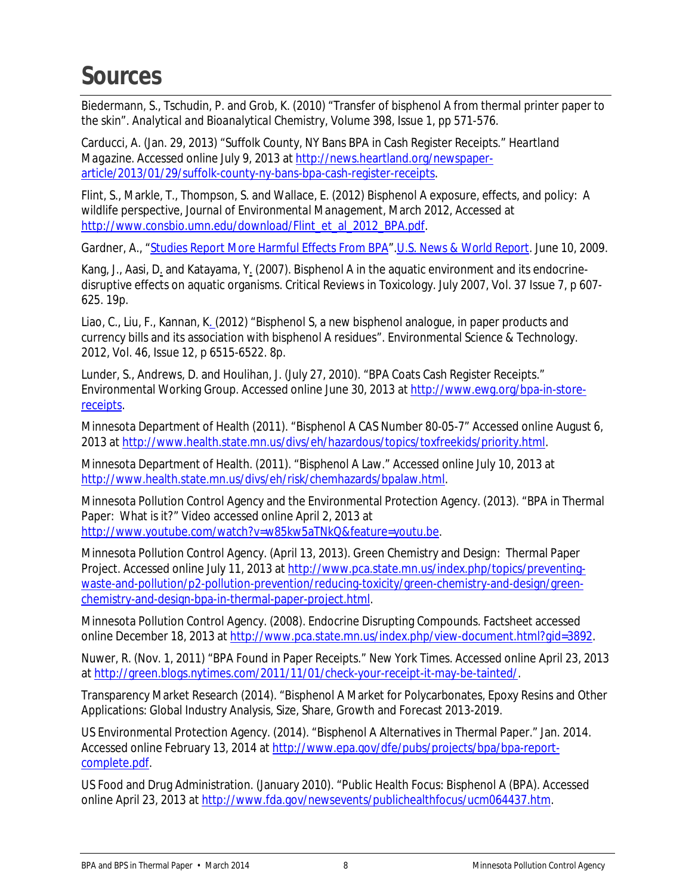# Sources

Biedermann, S., Tschudin, P. and Grob, K. (2010) "Transfer of bisphenol A from thermal printer paper to the skin". *Analytical and Bioanalytical Chemistry*, Volume 398, Issue 1, pp 571-576.

Carducci, A. (Jan. 29, 2013) "Suffolk County, NY Bans BPA in Cash Register Receipts." *Heartland Magazine*. Accessed online July 9, 2013 at http://news.heartland.org/newspaper-article/2013/01/29/suffolk-county-ny-bans-bpa-cash-register-receipts.

Flint, S., Markle, T., Thompson, S. and Wallace, E. (2012) Bisphenol A exposure, effects, and policy: A wildlife perspective, *Journal of Environmental Management*, March 2012, Accessed at http://www.consbio.umn.edu/download/Flint_et_al_2012_BPA.pdf.

Gardner, A., "Studies Report More Harmful Effects From BPA". U.S. News & World Report. June 10, 2009.

Kang, J., Aasi, D. and Katayama, Y. (2007). Bisphenol A in the aquatic environment and its endocrine-disruptive effects on aquatic organisms. Critical Reviews in Toxicology. July 2007, Vol. 37 Issue 7, p 607-625. 19p.

Liao, C., Liu, F., Kannan, K. (2012) "Bisphenol S, a new bisphenol analogue, in paper products and currency bills and its association with bisphenol A residues". Environmental Science & Technology. 2012, Vol. 46, Issue 12, p 6515-6522. 8p.

Lunder, S., Andrews, D. and Houlihan, J. (July 27, 2010). "BPA Coats Cash Register Receipts." Environmental Working Group. Accessed online June 30, 2013 at http://www.ewg.org/bpa-in-store-receipts.

Minnesota Department of Health (2011). "Bisphenol A CAS Number 80-05-7" Accessed online August 6, 2013 at http://www.health.state.mn.us/divs/eh/hazardous/topics/toxfreekids/priority.html.

Minnesota Department of Health. (2011). "Bisphenol A Law." Accessed online July 10, 2013 at http://www.health.state.mn.us/divs/eh/risk/chemhazards/bpalaw.html.

Minnesota Pollution Control Agency and the Environmental Protection Agency. (2013). "BPA in Thermal Paper: What is it?" Video accessed online April 2, 2013 at http://www.youtube.com/watch?v=w85kw5aTNkQ&feature=youtu.be.

Minnesota Pollution Control Agency. (April 13, 2013). Green Chemistry and Design: Thermal Paper Project. Accessed online July 11, 2013 at http://www.pca.state.mn.us/index.php/topics/preventing-waste-and-pollution/p2-pollution-prevention/reducing-toxicity/green-chemistry-and-design/green-chemistry-and-design-bpa-in-thermal-paper-project.html.

Minnesota Pollution Control Agency. (2008). Endocrine Disrupting Compounds. Factsheet accessed online December 18, 2013 at http://www.pca.state.mn.us/index.php/view-document.html?gid=3892.

Nuwer, R. (Nov. 1, 2011) "BPA Found in Paper Receipts." New York Times. Accessed online April 23, 2013 at http://green.blogs.nytimes.com/2011/11/01/check-your-receipt-it-may-be-tainted/.

Transparency Market Research (2014). "Bisphenol A Market for Polycarbonates, Epoxy Resins and Other Applications: Global Industry Analysis, Size, Share, Growth and Forecast 2013-2019.

US Environmental Protection Agency. (2014). "Bisphenol A Alternatives in Thermal Paper." Jan. 2014. Accessed online February 13, 2014 at http://www.epa.gov/dfe/pubs/projects/bpa/bpa-report-complete.pdf.

US Food and Drug Administration. (January 2010). "Public Health Focus: Bisphenol A (BPA). Accessed online April 23, 2013 at http://www.fda.gov/newsevents/publichealthfocus/ucm064437.htm.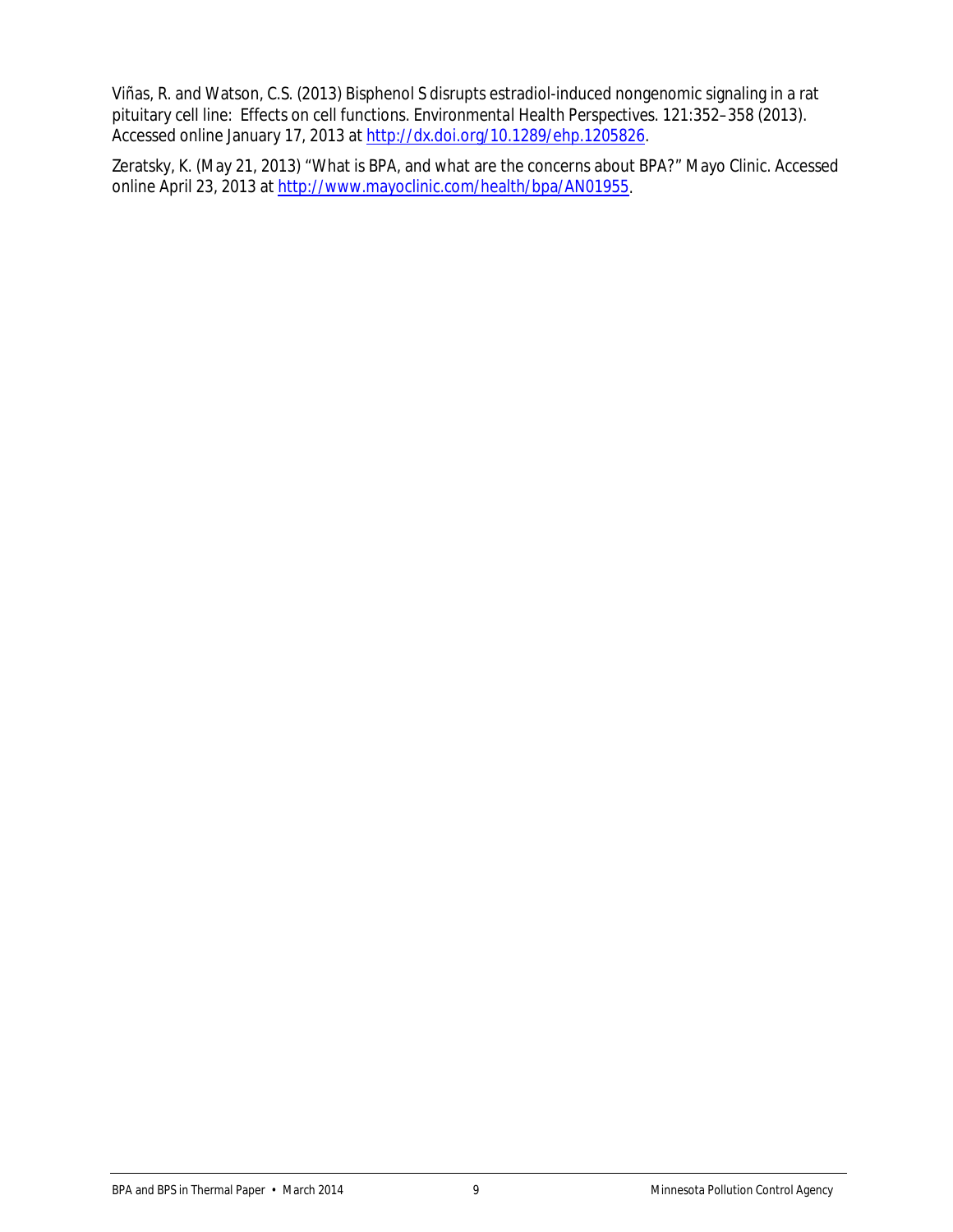Viñas, R. and Watson, C.S. (2013) Bisphenol S disrupts estradiol-induced nongenomic signaling in a rat pituitary cell line: Effects on cell functions. Environmental Health Perspectives. 121:352–358 (2013). Accessed online January 17, 2013 at http://dx.doi.org/10.1289/ehp.1205826.

Zeratsky, K. (May 21, 2013) "What is BPA, and what are the concerns about BPA?" Mayo Clinic. Accessed online April 23, 2013 at http://www.mayoclinic.com/health/bpa/AN01955.